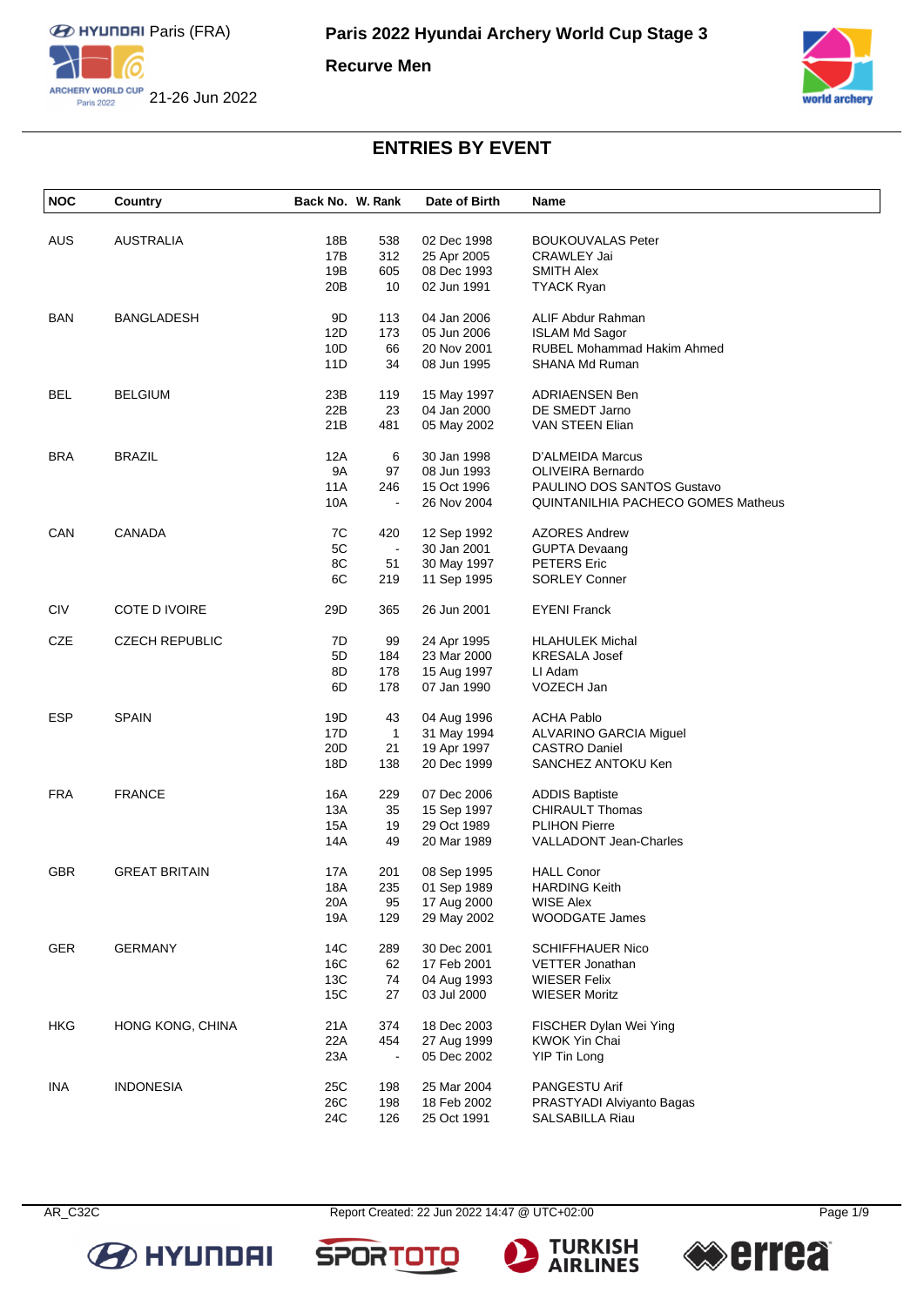# Paris 2022 Hyundai Archery World Cup Stage 3

**Recurve Men**

Paris (FRA)

21-26 Jun 2022

## ENTRIES BY EVENT

| NOC | Country | Back No. | W. Rank | Date of Birth | Name |
|---|---|---|---|---|---|
| AUS | AUSTRALIA | 18B | 538 | 02 Dec 1998 | BOUKOUVALAS Peter |
| | | 17B | 312 | 25 Apr 2005 | CRAWLEY Jai |
| | | 19B | 605 | 08 Dec 1993 | SMITH Alex |
| | | 20B | 10 | 02 Jun 1991 | TYACK Ryan |
| BAN | BANGLADESH | 9D | 113 | 04 Jan 2006 | ALIF Abdur Rahman |
| | | 12D | 173 | 05 Jun 2006 | ISLAM Md Sagor |
| | | 10D | 66 | 20 Nov 2001 | RUBEL Mohammad Hakim Ahmed |
| | | 11D | 34 | 08 Jun 1995 | SHANA Md Ruman |
| BEL | BELGIUM | 23B | 119 | 15 May 1997 | ADRIAENSEN Ben |
| | | 22B | 23 | 04 Jan 2000 | DE SMEDT Jarno |
| | | 21B | 481 | 05 May 2002 | VAN STEEN Elian |
| BRA | BRAZIL | 12A | 6 | 30 Jan 1998 | D'ALMEIDA Marcus |
| | | 9A | 97 | 08 Jun 1993 | OLIVEIRA Bernardo |
| | | 11A | 246 | 15 Oct 1996 | PAULINO DOS SANTOS Gustavo |
| | | 10A | - | 26 Nov 2004 | QUINTANILHA PACHECO GOMES Matheus |
| CAN | CANADA | 7C | 420 | 12 Sep 1992 | AZORES Andrew |
| | | 5C | - | 30 Jan 2001 | GUPTA Devaang |
| | | 8C | 51 | 30 May 1997 | PETERS Eric |
| | | 6C | 219 | 11 Sep 1995 | SORLEY Conner |
| CIV | COTE D IVOIRE | 29D | 365 | 26 Jun 2001 | EYENI Franck |
| CZE | CZECH REPUBLIC | 7D | 99 | 24 Apr 1995 | HLAHULEK Michal |
| | | 5D | 184 | 23 Mar 2000 | KRESALA Josef |
| | | 8D | 178 | 15 Aug 1997 | LI Adam |
| | | 6D | 178 | 07 Jan 1990 | VOZECH Jan |
| ESP | SPAIN | 19D | 43 | 04 Aug 1996 | ACHA Pablo |
| | | 17D | 1 | 31 May 1994 | ALVARINO GARCIA Miguel |
| | | 20D | 21 | 19 Apr 1997 | CASTRO Daniel |
| | | 18D | 138 | 20 Dec 1999 | SANCHEZ ANTOKU Ken |
| FRA | FRANCE | 16A | 229 | 07 Dec 2006 | ADDIS Baptiste |
| | | 13A | 35 | 15 Sep 1997 | CHIRAULT Thomas |
| | | 15A | 19 | 29 Oct 1989 | PLIHON Pierre |
| | | 14A | 49 | 20 Mar 1989 | VALLADONT Jean-Charles |
| GBR | GREAT BRITAIN | 17A | 201 | 08 Sep 1995 | HALL Conor |
| | | 18A | 235 | 01 Sep 1989 | HARDING Keith |
| | | 20A | 95 | 17 Aug 2000 | WISE Alex |
| | | 19A | 129 | 29 May 2002 | WOODGATE James |
| GER | GERMANY | 14C | 289 | 30 Dec 2001 | SCHIFFHAUER Nico |
| | | 16C | 62 | 17 Feb 2001 | VETTER Jonathan |
| | | 13C | 74 | 04 Aug 1993 | WIESER Felix |
| | | 15C | 27 | 03 Jul 2000 | WIESER Moritz |
| HKG | HONG KONG, CHINA | 21A | 374 | 18 Dec 2003 | FISCHER Dylan Wei Ying |
| | | 22A | 454 | 27 Aug 1999 | KWOK Yin Chai |
| | | 23A | - | 05 Dec 2002 | YIP Tin Long |
| INA | INDONESIA | 25C | 198 | 25 Mar 2004 | PANGESTU Arif |
| | | 26C | 198 | 18 Feb 2002 | PRASTYADI Alviyanto Bagas |
| | | 24C | 126 | 25 Oct 1991 | SALSABILLA Riau |

AR_C32C Report Created: 22 Jun 2022 14:47 @ UTC+02:00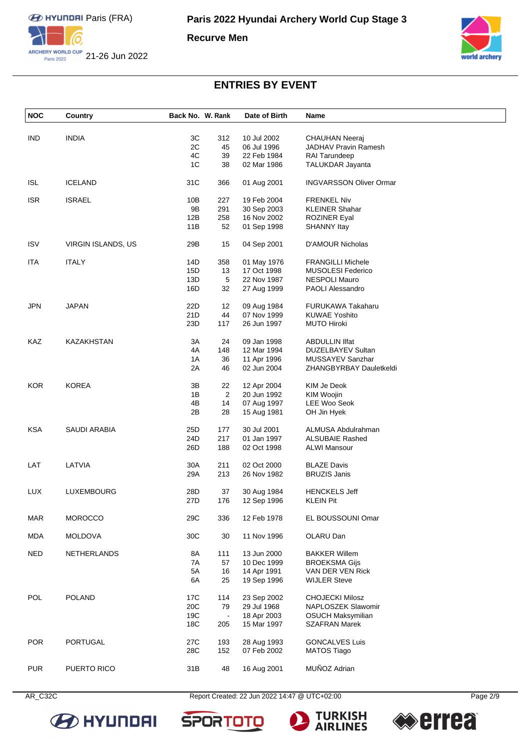# Paris 2022 Hyundai Archery World Cup Stage 3

**Recurve Men**

Paris (FRA)

21-26 Jun 2022

## ENTRIES BY EVENT

| NOC | Country | Back No. | W. Rank | Date of Birth | Name |
|---|---|---|---|---|---|
| IND | INDIA | 3C | 312 | 10 Jul 2002 | CHAUHAN Neeraj |
| | | 2C | 45 | 06 Jul 1996 | JADHAV Pravin Ramesh |
| | | 4C | 39 | 22 Feb 1984 | RAI Tarundeep |
| | | 1C | 38 | 02 Mar 1986 | TALUKDAR Jayanta |
| ISL | ICELAND | 31C | 366 | 01 Aug 2001 | INGVARSSON Oliver Ormar |
| ISR | ISRAEL | 10B | 227 | 19 Feb 2004 | FRENKEL Niv |
| | | 9B | 291 | 30 Sep 2003 | KLEINER Shahar |
| | | 12B | 258 | 16 Nov 2002 | ROZINER Eyal |
| | | 11B | 52 | 01 Sep 1998 | SHANNY Itay |
| ISV | VIRGIN ISLANDS, US | 29B | 15 | 04 Sep 2001 | D'AMOUR Nicholas |
| ITA | ITALY | 14D | 358 | 01 May 1976 | FRANGILLI Michele |
| | | 15D | 13 | 17 Oct 1998 | MUSOLESI Federico |
| | | 13D | 5 | 22 Nov 1987 | NESPOLI Mauro |
| | | 16D | 32 | 27 Aug 1999 | PAOLI Alessandro |
| JPN | JAPAN | 22D | 12 | 09 Aug 1984 | FURUKAWA Takaharu |
| | | 21D | 44 | 07 Nov 1999 | KUWAE Yoshito |
| | | 23D | 117 | 26 Jun 1997 | MUTO Hiroki |
| KAZ | KAZAKHSTAN | 3A | 24 | 09 Jan 1998 | ABDULLIN Ilfat |
| | | 4A | 148 | 12 Mar 1994 | DUZELBAYEV Sultan |
| | | 1A | 36 | 11 Apr 1996 | MUSSAYEV Sanzhar |
| | | 2A | 46 | 02 Jun 2004 | ZHANGBYRBAY Dauletkeldi |
| KOR | KOREA | 3B | 22 | 12 Apr 2004 | KIM Je Deok |
| | | 1B | 2 | 20 Jun 1992 | KIM Woojin |
| | | 4B | 14 | 07 Aug 1997 | LEE Woo Seok |
| | | 2B | 28 | 15 Aug 1981 | OH Jin Hyek |
| KSA | SAUDI ARABIA | 25D | 177 | 30 Jul 2001 | ALMUSA Abdulrahman |
| | | 24D | 217 | 01 Jan 1997 | ALSUBAIE Rashed |
| | | 26D | 188 | 02 Oct 1998 | ALWI Mansour |
| LAT | LATVIA | 30A | 211 | 02 Oct 2000 | BLAZE Davis |
| | | 29A | 213 | 26 Nov 1982 | BRUZIS Janis |
| LUX | LUXEMBOURG | 28D | 37 | 30 Aug 1984 | HENCKELS Jeff |
| | | 27D | 176 | 12 Sep 1996 | KLEIN Pit |
| MAR | MOROCCO | 29C | 336 | 12 Feb 1978 | EL BOUSSOUNI Omar |
| MDA | MOLDOVA | 30C | 30 | 11 Nov 1996 | OLARU Dan |
| NED | NETHERLANDS | 8A | 111 | 13 Jun 2000 | BAKKER Willem |
| | | 7A | 57 | 10 Dec 1999 | BROEKSMA Gijs |
| | | 5A | 16 | 14 Apr 1991 | VAN DER VEN Rick |
| | | 6A | 25 | 19 Sep 1996 | WIJLER Steve |
| POL | POLAND | 17C | 114 | 23 Sep 2002 | CHOJECKI Milosz |
| | | 20C | 79 | 29 Jul 1968 | NAPLOSZEK Slawomir |
| | | 19C | - | 18 Apr 2003 | OSUCH Maksymilian |
| | | 18C | 205 | 15 Mar 1997 | SZAFRAN Marek |
| POR | PORTUGAL | 27C | 193 | 28 Aug 1993 | GONCALVES Luis |
| | | 28C | 152 | 07 Feb 2002 | MATOS Tiago |
| PUR | PUERTO RICO | 31B | 48 | 16 Aug 2001 | MUÑOZ Adrian |

AR_C32C Report Created: 22 Jun 2022 14:47 @ UTC+02:00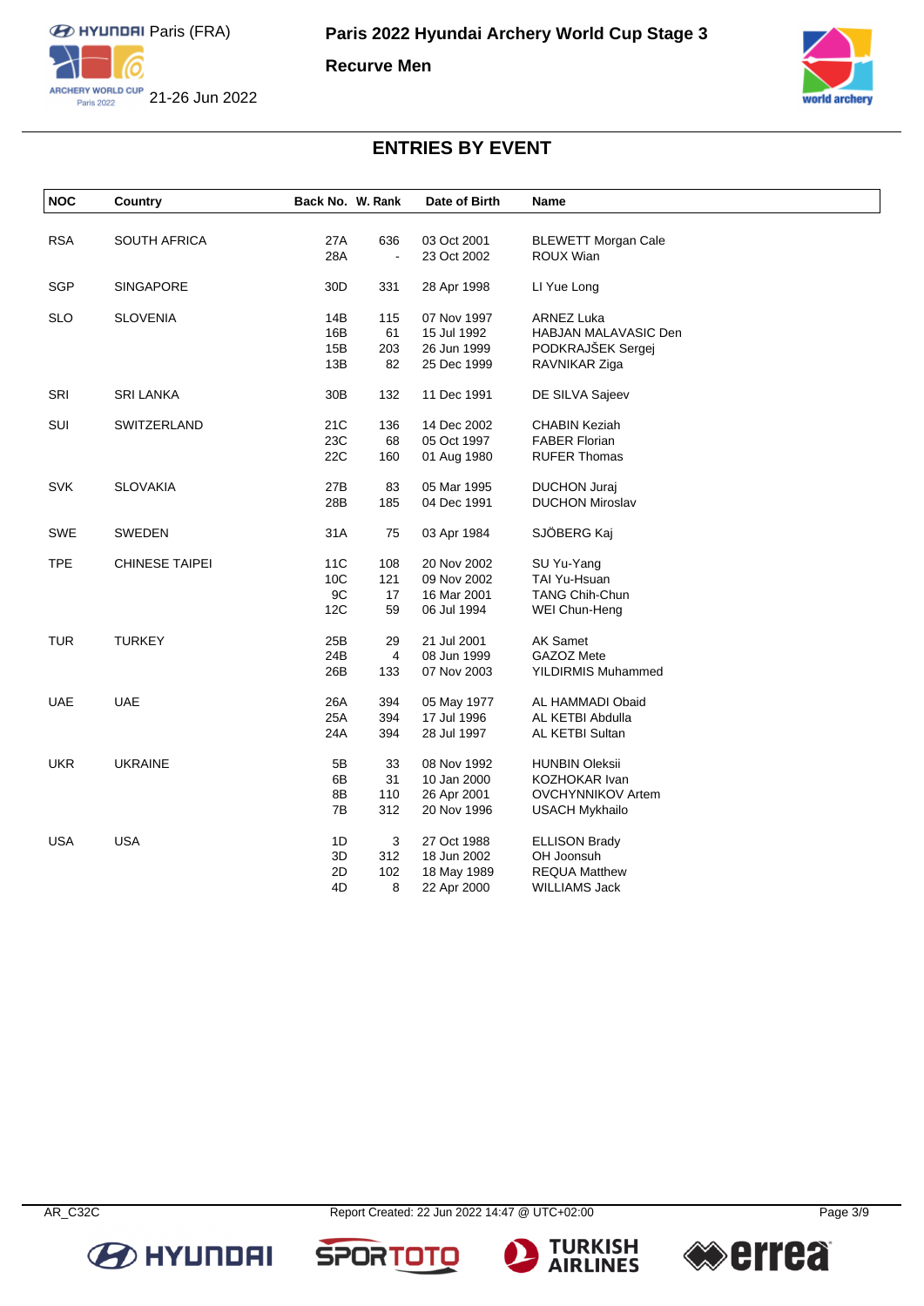# Paris 2022 Hyundai Archery World Cup Stage 3

**Recurve Men**

Paris (FRA)

21-26 Jun 2022

## ENTRIES BY EVENT

| NOC | Country | Back No. | W. Rank | Date of Birth | Name |
|---|---|---|---|---|---|
| RSA | SOUTH AFRICA | 27A | 636 | 03 Oct 2001 | BLEWETT Morgan Cale |
| | | 28A | - | 23 Oct 2002 | ROUX Wian |
| SGP | SINGAPORE | 30D | 331 | 28 Apr 1998 | LI Yue Long |
| SLO | SLOVENIA | 14B | 115 | 07 Nov 1997 | ARNEZ Luka |
| | | 16B | 61 | 15 Jul 1992 | HABJAN MALAVASIC Den |
| | | 15B | 203 | 26 Jun 1999 | PODKRAJŠEK Sergej |
| | | 13B | 82 | 25 Dec 1999 | RAVNIKAR Ziga |
| SRI | SRI LANKA | 30B | 132 | 11 Dec 1991 | DE SILVA Sajeev |
| SUI | SWITZERLAND | 21C | 136 | 14 Dec 2002 | CHABIN Keziah |
| | | 23C | 68 | 05 Oct 1997 | FABER Florian |
| | | 22C | 160 | 01 Aug 1980 | RUFER Thomas |
| SVK | SLOVAKIA | 27B | 83 | 05 Mar 1995 | DUCHON Juraj |
| | | 28B | 185 | 04 Dec 1991 | DUCHON Miroslav |
| SWE | SWEDEN | 31A | 75 | 03 Apr 1984 | SJÖBERG Kaj |
| TPE | CHINESE TAIPEI | 11C | 108 | 20 Nov 2002 | SU Yu-Yang |
| | | 10C | 121 | 09 Nov 2002 | TAI Yu-Hsuan |
| | | 9C | 17 | 16 Mar 2001 | TANG Chih-Chun |
| | | 12C | 59 | 06 Jul 1994 | WEI Chun-Heng |
| TUR | TURKEY | 25B | 29 | 21 Jul 2001 | AK Samet |
| | | 24B | 4 | 08 Jun 1999 | GAZOZ Mete |
| | | 26B | 133 | 07 Nov 2003 | YILDIRMIS Muhammed |
| UAE | UAE | 26A | 394 | 05 May 1977 | AL HAMMADI Obaid |
| | | 25A | 394 | 17 Jul 1996 | AL KETBI Abdulla |
| | | 24A | 394 | 28 Jul 1997 | AL KETBI Sultan |
| UKR | UKRAINE | 5B | 33 | 08 Nov 1992 | HUNBIN Oleksii |
| | | 6B | 31 | 10 Jan 2000 | KOZHOKAR Ivan |
| | | 8B | 110 | 26 Apr 2001 | OVCHYNNIKOV Artem |
| | | 7B | 312 | 20 Nov 1996 | USACH Mykhailo |
| USA | USA | 1D | 3 | 27 Oct 1988 | ELLISON Brady |
| | | 3D | 312 | 18 Jun 2002 | OH Joonsuh |
| | | 2D | 102 | 18 May 1989 | REQUA Matthew |
| | | 4D | 8 | 22 Apr 2000 | WILLIAMS Jack |

AR_C32C — Report Created: 22 Jun 2022 14:47 @ UTC+02:00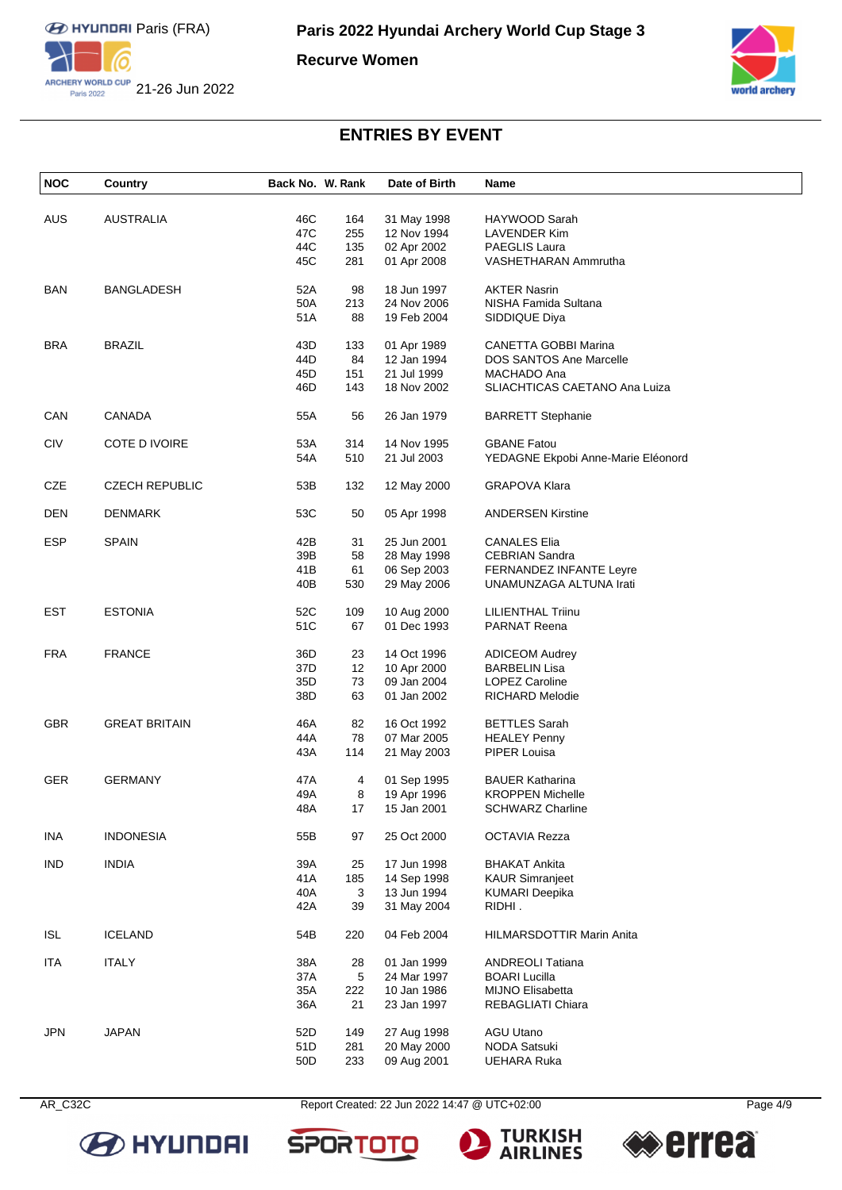# Paris 2022 Hyundai Archery World Cup Stage 3

**Recurve Women**

Paris (FRA)

21-26 Jun 2022

## ENTRIES BY EVENT

| NOC | Country | Back No. | W. Rank | Date of Birth | Name |
|---|---|---|---|---|---|
| AUS | AUSTRALIA | 46C | 164 | 31 May 1998 | HAYWOOD Sarah |
| | | 47C | 255 | 12 Nov 1994 | LAVENDER Kim |
| | | 44C | 135 | 02 Apr 2002 | PAEGLIS Laura |
| | | 45C | 281 | 01 Apr 2008 | VASHETHARAN Ammrutha |
| BAN | BANGLADESH | 52A | 98 | 18 Jun 1997 | AKTER Nasrin |
| | | 50A | 213 | 24 Nov 2006 | NISHA Famida Sultana |
| | | 51A | 88 | 19 Feb 2004 | SIDDIQUE Diya |
| BRA | BRAZIL | 43D | 133 | 01 Apr 1989 | CANETTA GOBBI Marina |
| | | 44D | 84 | 12 Jan 1994 | DOS SANTOS Ane Marcelle |
| | | 45D | 151 | 21 Jul 1999 | MACHADO Ana |
| | | 46D | 143 | 18 Nov 2002 | SLIACHTICAS CAETANO Ana Luiza |
| CAN | CANADA | 55A | 56 | 26 Jan 1979 | BARRETT Stephanie |
| CIV | COTE D IVOIRE | 53A | 314 | 14 Nov 1995 | GBANE Fatou |
| | | 54A | 510 | 21 Jul 2003 | YEDAGNE Ekpobi Anne-Marie Eléonord |
| CZE | CZECH REPUBLIC | 53B | 132 | 12 May 2000 | GRAPOVA Klara |
| DEN | DENMARK | 53C | 50 | 05 Apr 1998 | ANDERSEN Kirstine |
| ESP | SPAIN | 42B | 31 | 25 Jun 2001 | CANALES Elia |
| | | 39B | 58 | 28 May 1998 | CEBRIAN Sandra |
| | | 41B | 61 | 06 Sep 2003 | FERNANDEZ INFANTE Leyre |
| | | 40B | 530 | 29 May 2006 | UNAMUNZAGA ALTUNA Irati |
| EST | ESTONIA | 52C | 109 | 10 Aug 2000 | LILIENTHAL Triinu |
| | | 51C | 67 | 01 Dec 1993 | PARNAT Reena |
| FRA | FRANCE | 36D | 23 | 14 Oct 1996 | ADICEOM Audrey |
| | | 37D | 12 | 10 Apr 2000 | BARBELIN Lisa |
| | | 35D | 73 | 09 Jan 2004 | LOPEZ Caroline |
| | | 38D | 63 | 01 Jan 2002 | RICHARD Melodie |
| GBR | GREAT BRITAIN | 46A | 82 | 16 Oct 1992 | BETTLES Sarah |
| | | 44A | 78 | 07 Mar 2005 | HEALEY Penny |
| | | 43A | 114 | 21 May 2003 | PIPER Louisa |
| GER | GERMANY | 47A | 4 | 01 Sep 1995 | BAUER Katharina |
| | | 49A | 8 | 19 Apr 1996 | KROPPEN Michelle |
| | | 48A | 17 | 15 Jan 2001 | SCHWARZ Charline |
| INA | INDONESIA | 55B | 97 | 25 Oct 2000 | OCTAVIA Rezza |
| IND | INDIA | 39A | 25 | 17 Jun 1998 | BHAKAT Ankita |
| | | 41A | 185 | 14 Sep 1998 | KAUR Simranjeet |
| | | 40A | 3 | 13 Jun 1994 | KUMARI Deepika |
| | | 42A | 39 | 31 May 2004 | RIDHI . |
| ISL | ICELAND | 54B | 220 | 04 Feb 2004 | HILMARSDOTTIR Marin Anita |
| ITA | ITALY | 38A | 28 | 01 Jan 1999 | ANDREOLI Tatiana |
| | | 37A | 5 | 24 Mar 1997 | BOARI Lucilla |
| | | 35A | 222 | 10 Jan 1986 | MIJNO Elisabetta |
| | | 36A | 21 | 23 Jan 1997 | REBAGLIATI Chiara |
| JPN | JAPAN | 52D | 149 | 27 Aug 1998 | AGU Utano |
| | | 51D | 281 | 20 May 2000 | NODA Satsuki |
| | | 50D | 233 | 09 Aug 2001 | UEHARA Ruka |

AR_C32C Report Created: 22 Jun 2022 14:47 @ UTC+02:00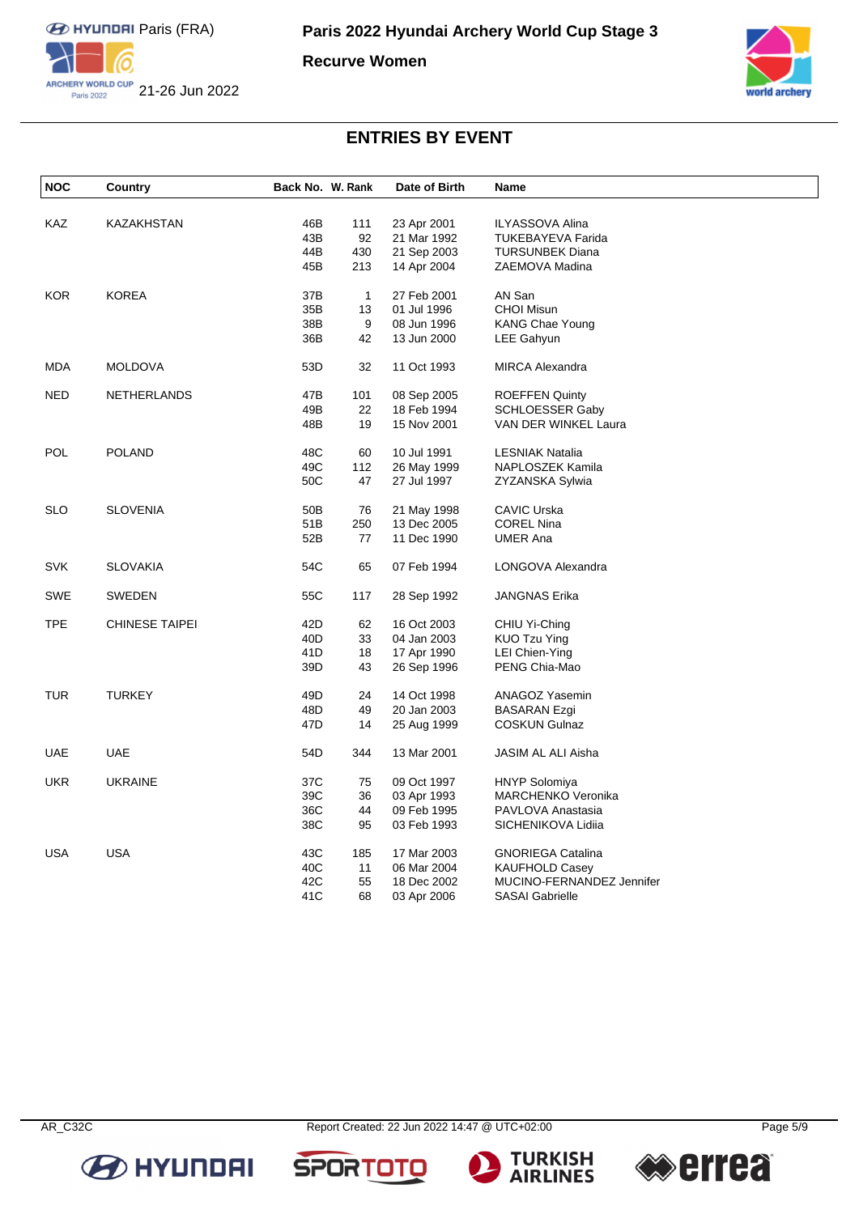# Paris 2022 Hyundai Archery World Cup Stage 3

## Recurve Women

Paris (FRA)

21-26 Jun 2022

## ENTRIES BY EVENT

| NOC | Country | Back No. | W. Rank | Date of Birth | Name |
|---|---|---|---|---|---|
| KAZ | KAZAKHSTAN | 46B | 111 | 23 Apr 2001 | ILYASSOVA Alina |
| | | 43B | 92 | 21 Mar 1992 | TUKEBAYEVA Farida |
| | | 44B | 430 | 21 Sep 2003 | TURSUNBEK Diana |
| | | 45B | 213 | 14 Apr 2004 | ZAEMOVA Madina |
| KOR | KOREA | 37B | 1 | 27 Feb 2001 | AN San |
| | | 35B | 13 | 01 Jul 1996 | CHOI Misun |
| | | 38B | 9 | 08 Jun 1996 | KANG Chae Young |
| | | 36B | 42 | 13 Jun 2000 | LEE Gahyun |
| MDA | MOLDOVA | 53D | 32 | 11 Oct 1993 | MIRCA Alexandra |
| NED | NETHERLANDS | 47B | 101 | 08 Sep 2005 | ROEFFEN Quinty |
| | | 49B | 22 | 18 Feb 1994 | SCHLOESSER Gaby |
| | | 48B | 19 | 15 Nov 2001 | VAN DER WINKEL Laura |
| POL | POLAND | 48C | 60 | 10 Jul 1991 | LESNIAK Natalia |
| | | 49C | 112 | 26 May 1999 | NAPLOSZEK Kamila |
| | | 50C | 47 | 27 Jul 1997 | ZYZANSKA Sylwia |
| SLO | SLOVENIA | 50B | 76 | 21 May 1998 | CAVIC Urska |
| | | 51B | 250 | 13 Dec 2005 | COREL Nina |
| | | 52B | 77 | 11 Dec 1990 | UMER Ana |
| SVK | SLOVAKIA | 54C | 65 | 07 Feb 1994 | LONGOVA Alexandra |
| SWE | SWEDEN | 55C | 117 | 28 Sep 1992 | JANGNAS Erika |
| TPE | CHINESE TAIPEI | 42D | 62 | 16 Oct 2003 | CHIU Yi-Ching |
| | | 40D | 33 | 04 Jan 2003 | KUO Tzu Ying |
| | | 41D | 18 | 17 Apr 1990 | LEI Chien-Ying |
| | | 39D | 43 | 26 Sep 1996 | PENG Chia-Mao |
| TUR | TURKEY | 49D | 24 | 14 Oct 1998 | ANAGOZ Yasemin |
| | | 48D | 49 | 20 Jan 2003 | BASARAN Ezgi |
| | | 47D | 14 | 25 Aug 1999 | COSKUN Gulnaz |
| UAE | UAE | 54D | 344 | 13 Mar 2001 | JASIM AL ALI Aisha |
| UKR | UKRAINE | 37C | 75 | 09 Oct 1997 | HNYP Solomiya |
| | | 39C | 36 | 03 Apr 1993 | MARCHENKO Veronika |
| | | 36C | 44 | 09 Feb 1995 | PAVLOVA Anastasia |
| | | 38C | 95 | 03 Feb 1993 | SICHENIKOVA Lidiia |
| USA | USA | 43C | 185 | 17 Mar 2003 | GNORIEGA Catalina |
| | | 40C | 11 | 06 Mar 2004 | KAUFHOLD Casey |
| | | 42C | 55 | 18 Dec 2002 | MUCINO-FERNANDEZ Jennifer |
| | | 41C | 68 | 03 Apr 2006 | SASAI Gabrielle |

AR_C32C Report Created: 22 Jun 2022 14:47 @ UTC+02:00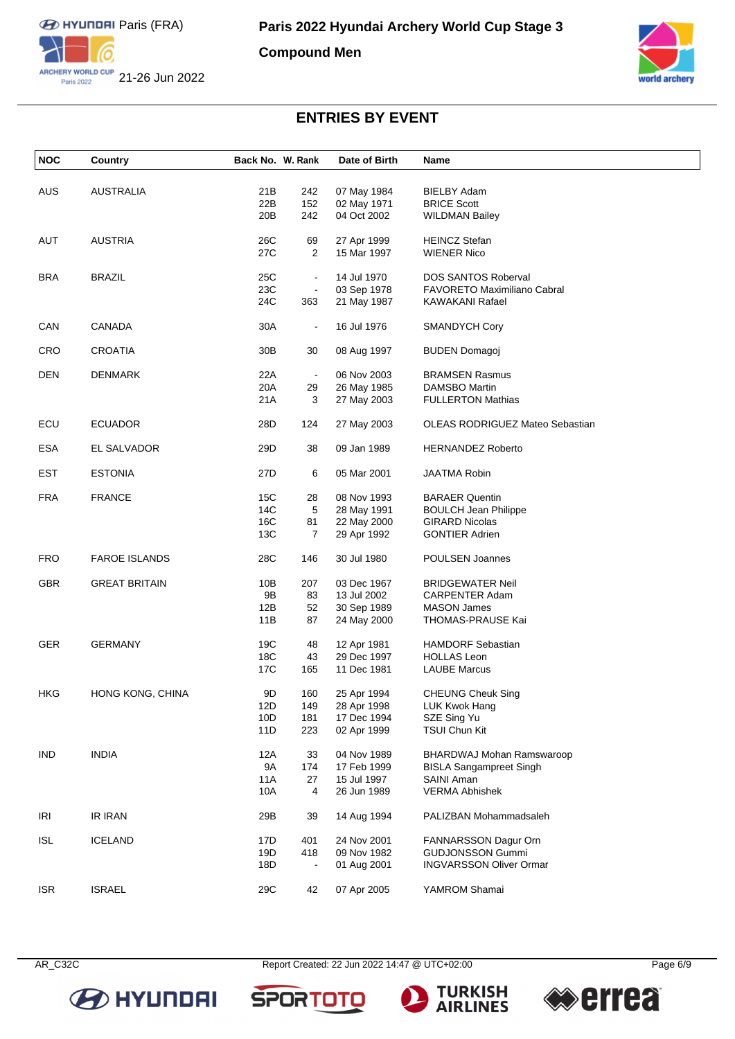# Paris 2022 Hyundai Archery World Cup Stage 3

## Compound Men

Paris (FRA)

21-26 Jun 2022

### ENTRIES BY EVENT

| NOC | Country | Back No. | W. Rank | Date of Birth | Name |
|---|---|---|---|---|---|
| AUS | AUSTRALIA | 21B | 242 | 07 May 1984 | BIELBY Adam |
| | | 22B | 152 | 02 May 1971 | BRICE Scott |
| | | 20B | 242 | 04 Oct 2002 | WILDMAN Bailey |
| AUT | AUSTRIA | 26C | 69 | 27 Apr 1999 | HEINCZ Stefan |
| | | 27C | 2 | 15 Mar 1997 | WIENER Nico |
| BRA | BRAZIL | 25C | - | 14 Jul 1970 | DOS SANTOS Roberval |
| | | 23C | - | 03 Sep 1978 | FAVORETO Maximiliano Cabral |
| | | 24C | 363 | 21 May 1987 | KAWAKANI Rafael |
| CAN | CANADA | 30A | - | 16 Jul 1976 | SMANDYCH Cory |
| CRO | CROATIA | 30B | 30 | 08 Aug 1997 | BUDEN Domagoj |
| DEN | DENMARK | 22A | - | 06 Nov 2003 | BRAMSEN Rasmus |
| | | 20A | 29 | 26 May 1985 | DAMSBO Martin |
| | | 21A | 3 | 27 May 2003 | FULLERTON Mathias |
| ECU | ECUADOR | 28D | 124 | 27 May 2003 | OLEAS RODRIGUEZ Mateo Sebastian |
| ESA | EL SALVADOR | 29D | 38 | 09 Jan 1989 | HERNANDEZ Roberto |
| EST | ESTONIA | 27D | 6 | 05 Mar 2001 | JAATMA Robin |
| FRA | FRANCE | 15C | 28 | 08 Nov 1993 | BARAER Quentin |
| | | 14C | 5 | 28 May 1991 | BOULCH Jean Philippe |
| | | 16C | 81 | 22 May 2000 | GIRARD Nicolas |
| | | 13C | 7 | 29 Apr 1992 | GONTIER Adrien |
| FRO | FAROE ISLANDS | 28C | 146 | 30 Jul 1980 | POULSEN Joannes |
| GBR | GREAT BRITAIN | 10B | 207 | 03 Dec 1967 | BRIDGEWATER Neil |
| | | 9B | 83 | 13 Jul 2002 | CARPENTER Adam |
| | | 12B | 52 | 30 Sep 1989 | MASON James |
| | | 11B | 87 | 24 May 2000 | THOMAS-PRAUSE Kai |
| GER | GERMANY | 19C | 48 | 12 Apr 1981 | HAMDORF Sebastian |
| | | 18C | 43 | 29 Dec 1997 | HOLLAS Leon |
| | | 17C | 165 | 11 Dec 1981 | LAUBE Marcus |
| HKG | HONG KONG, CHINA | 9D | 160 | 25 Apr 1994 | CHEUNG Cheuk Sing |
| | | 12D | 149 | 28 Apr 1998 | LUK Kwok Hang |
| | | 10D | 181 | 17 Dec 1994 | SZE Sing Yu |
| | | 11D | 223 | 02 Apr 1999 | TSUI Chun Kit |
| IND | INDIA | 12A | 33 | 04 Nov 1989 | BHARDWAJ Mohan Ramswaroop |
| | | 9A | 174 | 17 Feb 1999 | BISLA Sangampreet Singh |
| | | 11A | 27 | 15 Jul 1997 | SAINI Aman |
| | | 10A | 4 | 26 Jun 1989 | VERMA Abhishek |
| IRI | IR IRAN | 29B | 39 | 14 Aug 1994 | PALIZBAN Mohammadsaleh |
| ISL | ICELAND | 17D | 401 | 24 Nov 2001 | FANNARSSON Dagur Orn |
| | | 19D | 418 | 09 Nov 1982 | GUDJONSSON Gummi |
| | | 18D | - | 01 Aug 2001 | INGVARSSON Oliver Ormar |
| ISR | ISRAEL | 29C | 42 | 07 Apr 2005 | YAMROM Shamai |

AR_C32C Report Created: 22 Jun 2022 14:47 @ UTC+02:00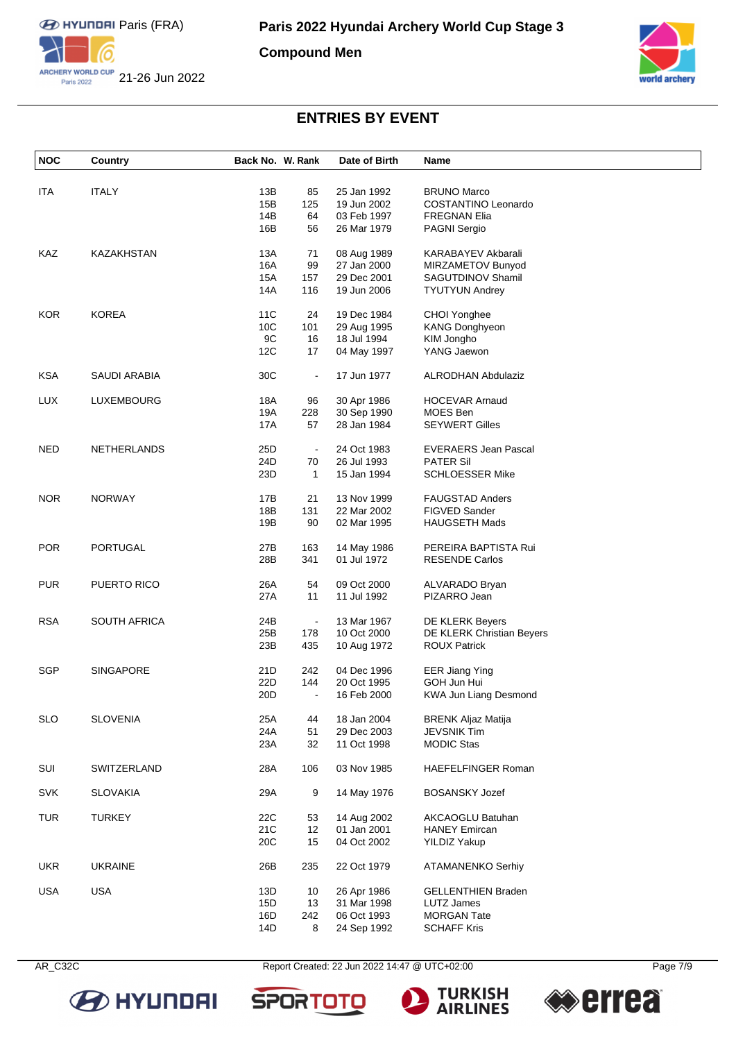# Paris 2022 Hyundai Archery World Cup Stage 3

## Compound Men

Paris (FRA)

21-26 Jun 2022

### ENTRIES BY EVENT

| NOC | Country | Back No. | W. Rank | Date of Birth | Name |
|---|---|---|---|---|---|
| ITA | ITALY | 13B | 85 | 25 Jan 1992 | BRUNO Marco |
| | | 15B | 125 | 19 Jun 2002 | COSTANTINO Leonardo |
| | | 14B | 64 | 03 Feb 1997 | FREGNAN Elia |
| | | 16B | 56 | 26 Mar 1979 | PAGNI Sergio |
| KAZ | KAZAKHSTAN | 13A | 71 | 08 Aug 1989 | KARABAYEV Akbarali |
| | | 16A | 99 | 27 Jan 2000 | MIRZAMETOV Bunyod |
| | | 15A | 157 | 29 Dec 2001 | SAGUTDINOV Shamil |
| | | 14A | 116 | 19 Jun 2006 | TYUTYUN Andrey |
| KOR | KOREA | 11C | 24 | 19 Dec 1984 | CHOI Yonghee |
| | | 10C | 101 | 29 Aug 1995 | KANG Donghyeon |
| | | 9C | 16 | 18 Jul 1994 | KIM Jongho |
| | | 12C | 17 | 04 May 1997 | YANG Jaewon |
| KSA | SAUDI ARABIA | 30C | - | 17 Jun 1977 | ALRODHAN Abdulaziz |
| LUX | LUXEMBOURG | 18A | 96 | 30 Apr 1986 | HOCEVAR Arnaud |
| | | 19A | 228 | 30 Sep 1990 | MOES Ben |
| | | 17A | 57 | 28 Jan 1984 | SEYWERT Gilles |
| NED | NETHERLANDS | 25D | - | 24 Oct 1983 | EVERAERS Jean Pascal |
| | | 24D | 70 | 26 Jul 1993 | PATER Sil |
| | | 23D | 1 | 15 Jan 1994 | SCHLOESSER Mike |
| NOR | NORWAY | 17B | 21 | 13 Nov 1999 | FAUGSTAD Anders |
| | | 18B | 131 | 22 Mar 2002 | FIGVED Sander |
| | | 19B | 90 | 02 Mar 1995 | HAUGSETH Mads |
| POR | PORTUGAL | 27B | 163 | 14 May 1986 | PEREIRA BAPTISTA Rui |
| | | 28B | 341 | 01 Jul 1972 | RESENDE Carlos |
| PUR | PUERTO RICO | 26A | 54 | 09 Oct 2000 | ALVARADO Bryan |
| | | 27A | 11 | 11 Jul 1992 | PIZARRO Jean |
| RSA | SOUTH AFRICA | 24B | - | 13 Mar 1967 | DE KLERK Beyers |
| | | 25B | 178 | 10 Oct 2000 | DE KLERK Christian Beyers |
| | | 23B | 435 | 10 Aug 1972 | ROUX Patrick |
| SGP | SINGAPORE | 21D | 242 | 04 Dec 1996 | EER Jiang Ying |
| | | 22D | 144 | 20 Oct 1995 | GOH Jun Hui |
| | | 20D | - | 16 Feb 2000 | KWA Jun Liang Desmond |
| SLO | SLOVENIA | 25A | 44 | 18 Jan 2004 | BRENK Aljaz Matija |
| | | 24A | 51 | 29 Dec 2003 | JEVSNIK Tim |
| | | 23A | 32 | 11 Oct 1998 | MODIC Stas |
| SUI | SWITZERLAND | 28A | 106 | 03 Nov 1985 | HAEFELFINGER Roman |
| SVK | SLOVAKIA | 29A | 9 | 14 May 1976 | BOSANSKY Jozef |
| TUR | TURKEY | 22C | 53 | 14 Aug 2002 | AKCAOGLU Batuhan |
| | | 21C | 12 | 01 Jan 2001 | HANEY Emircan |
| | | 20C | 15 | 04 Oct 2002 | YILDIZ Yakup |
| UKR | UKRAINE | 26B | 235 | 22 Oct 1979 | ATAMANENKO Serhiy |
| USA | USA | 13D | 10 | 26 Apr 1986 | GELLENTHIEN Braden |
| | | 15D | 13 | 31 Mar 1998 | LUTZ James |
| | | 16D | 242 | 06 Oct 1993 | MORGAN Tate |
| | | 14D | 8 | 24 Sep 1992 | SCHAFF Kris |

AR_C32C Report Created: 22 Jun 2022 14:47 @ UTC+02:00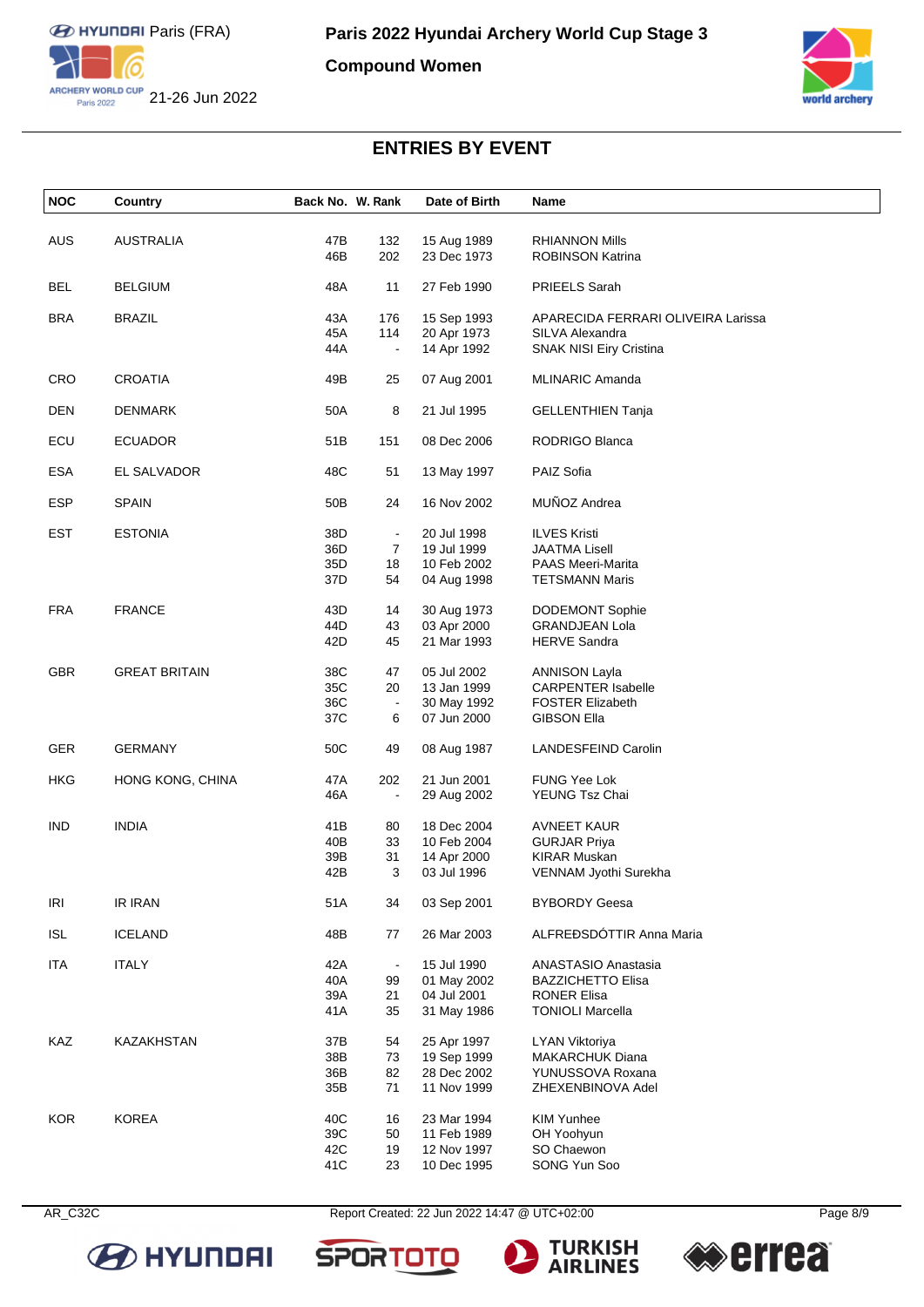# Paris 2022 Hyundai Archery World Cup Stage 3

## Compound Women

Paris (FRA)
21-26 Jun 2022

### ENTRIES BY EVENT

| NOC | Country | Back No. | W. Rank | Date of Birth | Name |
|---|---|---|---|---|---|
| AUS | AUSTRALIA | 47B | 132 | 15 Aug 1989 | RHIANNON Mills |
| | | 46B | 202 | 23 Dec 1973 | ROBINSON Katrina |
| BEL | BELGIUM | 48A | 11 | 27 Feb 1990 | PRIEELS Sarah |
| BRA | BRAZIL | 43A | 176 | 15 Sep 1993 | APARECIDA FERRARI OLIVEIRA Larissa |
| | | 45A | 114 | 20 Apr 1973 | SILVA Alexandra |
| | | 44A | - | 14 Apr 1992 | SNAK NISI Eiry Cristina |
| CRO | CROATIA | 49B | 25 | 07 Aug 2001 | MLINARIC Amanda |
| DEN | DENMARK | 50A | 8 | 21 Jul 1995 | GELLENTHIEN Tanja |
| ECU | ECUADOR | 51B | 151 | 08 Dec 2006 | RODRIGO Blanca |
| ESA | EL SALVADOR | 48C | 51 | 13 May 1997 | PAIZ Sofia |
| ESP | SPAIN | 50B | 24 | 16 Nov 2002 | MUÑOZ Andrea |
| EST | ESTONIA | 38D | - | 20 Jul 1998 | ILVES Kristi |
| | | 36D | 7 | 19 Jul 1999 | JAATMA Lisell |
| | | 35D | 18 | 10 Feb 2002 | PAAS Meeri-Marita |
| | | 37D | 54 | 04 Aug 1998 | TETSMANN Maris |
| FRA | FRANCE | 43D | 14 | 30 Aug 1973 | DODEMONT Sophie |
| | | 44D | 43 | 03 Apr 2000 | GRANDJEAN Lola |
| | | 42D | 45 | 21 Mar 1993 | HERVE Sandra |
| GBR | GREAT BRITAIN | 38C | 47 | 05 Jul 2002 | ANNISON Layla |
| | | 35C | 20 | 13 Jan 1999 | CARPENTER Isabelle |
| | | 36C | - | 30 May 1992 | FOSTER Elizabeth |
| | | 37C | 6 | 07 Jun 2000 | GIBSON Ella |
| GER | GERMANY | 50C | 49 | 08 Aug 1987 | LANDESFEIND Carolin |
| HKG | HONG KONG, CHINA | 47A | 202 | 21 Jun 2001 | FUNG Yee Lok |
| | | 46A | - | 29 Aug 2002 | YEUNG Tsz Chai |
| IND | INDIA | 41B | 80 | 18 Dec 2004 | AVNEET KAUR |
| | | 40B | 33 | 10 Feb 2004 | GURJAR Priya |
| | | 39B | 31 | 14 Apr 2000 | KIRAR Muskan |
| | | 42B | 3 | 03 Jul 1996 | VENNAM Jyothi Surekha |
| IRI | IR IRAN | 51A | 34 | 03 Sep 2001 | BYBORDY Geesa |
| ISL | ICELAND | 48B | 77 | 26 Mar 2003 | ALFREÐSDÓTTIR Anna Maria |
| ITA | ITALY | 42A | - | 15 Jul 1990 | ANASTASIO Anastasia |
| | | 40A | 99 | 01 May 2002 | BAZZICHETTO Elisa |
| | | 39A | 21 | 04 Jul 2001 | RONER Elisa |
| | | 41A | 35 | 31 May 1986 | TONIOLI Marcella |
| KAZ | KAZAKHSTAN | 37B | 54 | 25 Apr 1997 | LYAN Viktoriya |
| | | 38B | 73 | 19 Sep 1999 | MAKARCHUK Diana |
| | | 36B | 82 | 28 Dec 2002 | YUNUSSOVA Roxana |
| | | 35B | 71 | 11 Nov 1999 | ZHEXENBINOVA Adel |
| KOR | KOREA | 40C | 16 | 23 Mar 1994 | KIM Yunhee |
| | | 39C | 50 | 11 Feb 1989 | OH Yoohyun |
| | | 42C | 19 | 12 Nov 1997 | SO Chaewon |
| | | 41C | 23 | 10 Dec 1995 | SONG Yun Soo |

AR_C32C Report Created: 22 Jun 2022 14:47 @ UTC+02:00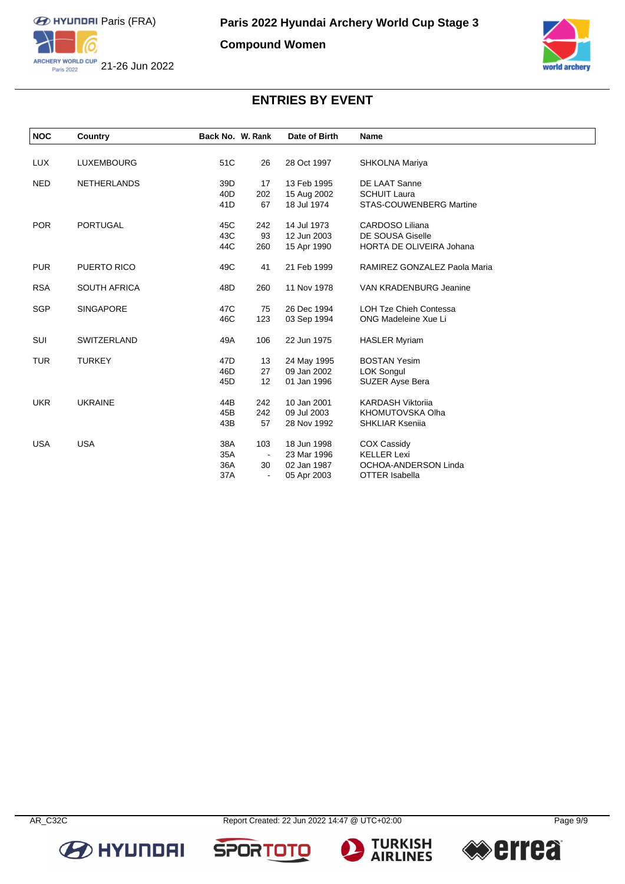# Paris 2022 Hyundai Archery World Cup Stage 3

## Compound Women

Paris (FRA)
21-26 Jun 2022

## ENTRIES BY EVENT

| NOC | Country | Back No. | W. Rank | Date of Birth | Name |
|---|---|---|---|---|---|
| LUX | LUXEMBOURG | 51C | 26 | 28 Oct 1997 | SHKOLNA Mariya |
| NED | NETHERLANDS | 39D | 17 | 13 Feb 1995 | DE LAAT Sanne |
| | | 40D | 202 | 15 Aug 2002 | SCHUIT Laura |
| | | 41D | 67 | 18 Jul 1974 | STAS-COUWENBERG Martine |
| POR | PORTUGAL | 45C | 242 | 14 Jul 1973 | CARDOSO Liliana |
| | | 43C | 93 | 12 Jun 2003 | DE SOUSA Giselle |
| | | 44C | 260 | 15 Apr 1990 | HORTA DE OLIVEIRA Johana |
| PUR | PUERTO RICO | 49C | 41 | 21 Feb 1999 | RAMIREZ GONZALEZ Paola Maria |
| RSA | SOUTH AFRICA | 48D | 260 | 11 Nov 1978 | VAN KRADENBURG Jeanine |
| SGP | SINGAPORE | 47C | 75 | 26 Dec 1994 | LOH Tze Chieh Contessa |
| | | 46C | 123 | 03 Sep 1994 | ONG Madeleine Xue Li |
| SUI | SWITZERLAND | 49A | 106 | 22 Jun 1975 | HASLER Myriam |
| TUR | TURKEY | 47D | 13 | 24 May 1995 | BOSTAN Yesim |
| | | 46D | 27 | 09 Jan 2002 | LOK Songul |
| | | 45D | 12 | 01 Jan 1996 | SUZER Ayse Bera |
| UKR | UKRAINE | 44B | 242 | 10 Jan 2001 | KARDASH Viktoriia |
| | | 45B | 242 | 09 Jul 2003 | KHOMUTOVSKA Olha |
| | | 43B | 57 | 28 Nov 1992 | SHKLIAR Kseniia |
| USA | USA | 38A | 103 | 18 Jun 1998 | COX Cassidy |
| | | 35A | - | 23 Mar 1996 | KELLER Lexi |
| | | 36A | 30 | 02 Jan 1987 | OCHOA-ANDERSON Linda |
| | | 37A | - | 05 Apr 2003 | OTTER Isabella |

AR_C32C Report Created: 22 Jun 2022 14:47 @ UTC+02:00